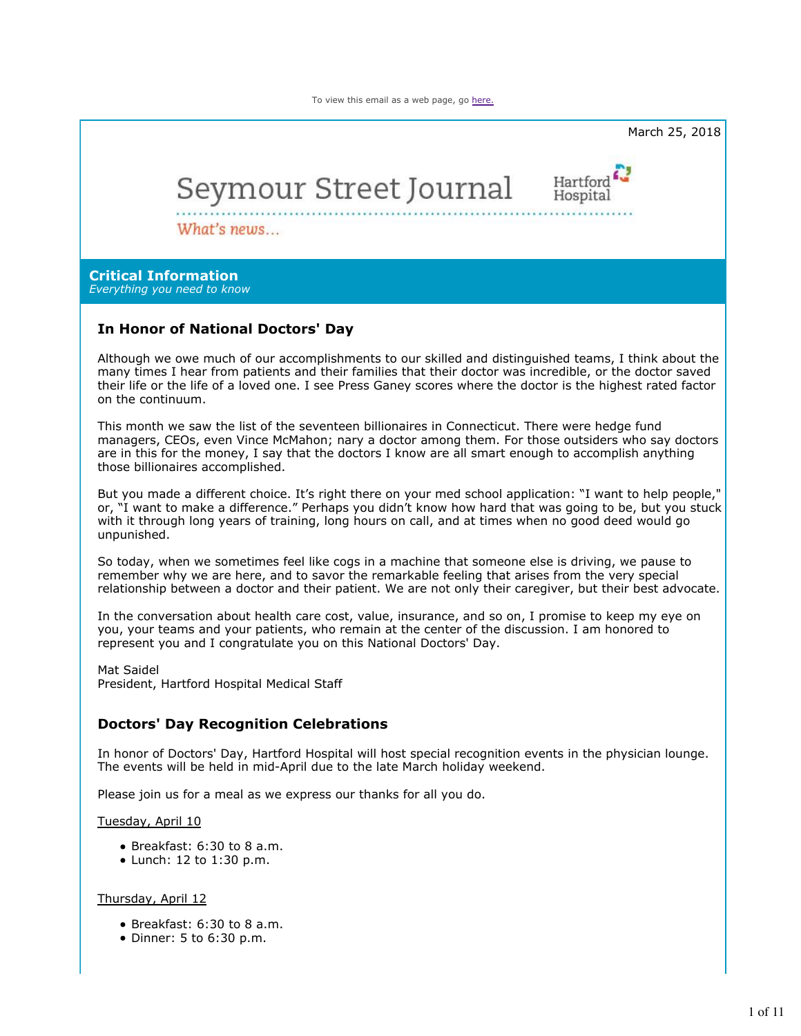To view this email as a web page, go here.

March 25, 2018

# Seymour Street Journal

Hartford Hospital

*What's news...*

## Critical Information

*Everything you need to know*

### In Honor of National Doctors' Day

Although we owe much of our accomplishments to our skilled and distinguished teams, I think about the many times I hear from patients and their families that their doctor was incredible, or the doctor saved their life or the life of a loved one. I see Press Ganey scores where the doctor is the highest rated factor on the continuum.

This month we saw the list of the seventeen billionaires in Connecticut. There were hedge fund managers, CEOs, even Vince McMahon; nary a doctor among them. For those outsiders who say doctors are in this for the money, I say that the doctors I know are all smart enough to accomplish anything those billionaires accomplished.

But you made a different choice. It's right there on your med school application: "I want to help people," or, "I want to make a difference." Perhaps you didn't know how hard that was going to be, but you stuck with it through long years of training, long hours on call, and at times when no good deed would go unpunished.

So today, when we sometimes feel like cogs in a machine that someone else is driving, we pause to remember why we are here, and to savor the remarkable feeling that arises from the very special relationship between a doctor and their patient. We are not only their caregiver, but their best advocate.

In the conversation about health care cost, value, insurance, and so on, I promise to keep my eye on you, your teams and your patients, who remain at the center of the discussion. I am honored to represent you and I congratulate you on this National Doctors' Day.

Mat Saidel
President, Hartford Hospital Medical Staff

### Doctors' Day Recognition Celebrations

In honor of Doctors' Day, Hartford Hospital will host special recognition events in the physician lounge. The events will be held in mid-April due to the late March holiday weekend.

Please join us for a meal as we express our thanks for all you do.

Tuesday, April 10

- Breakfast: 6:30 to 8 a.m.
- Lunch: 12 to 1:30 p.m.

Thursday, April 12

- Breakfast: 6:30 to 8 a.m.
- Dinner: 5 to 6:30 p.m.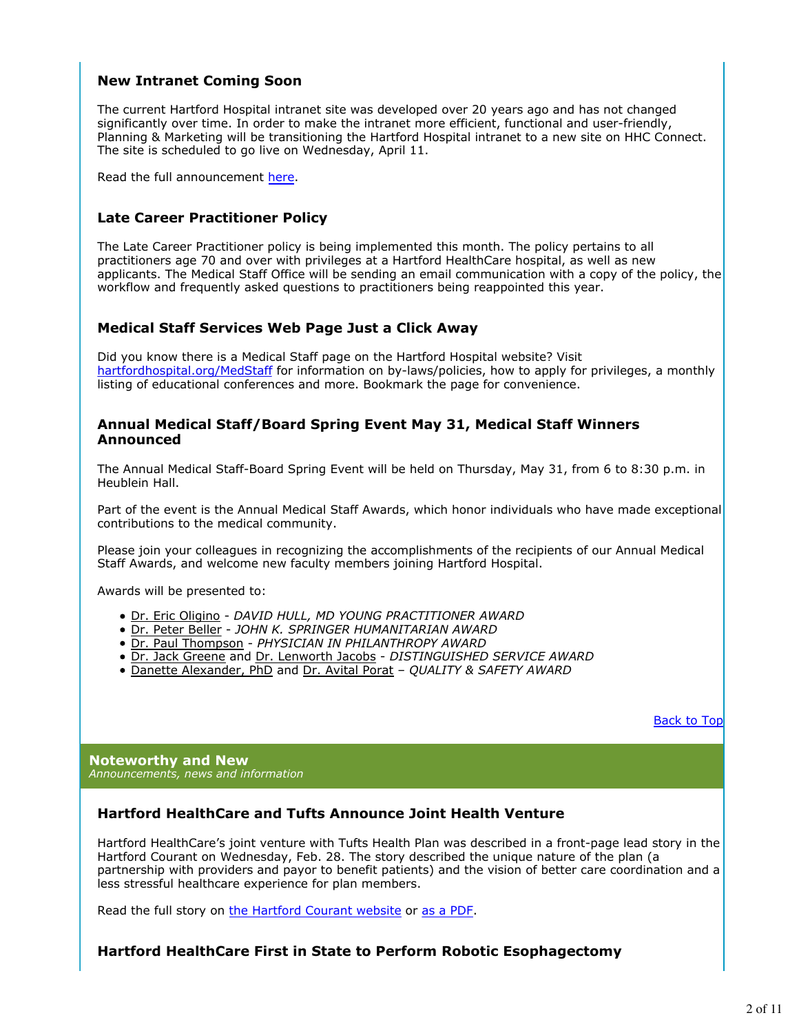### New Intranet Coming Soon

The current Hartford Hospital intranet site was developed over 20 years ago and has not changed significantly over time. In order to make the intranet more efficient, functional and user-friendly, Planning & Marketing will be transitioning the Hartford Hospital intranet to a new site on HHC Connect. The site is scheduled to go live on Wednesday, April 11.

Read the full announcement here.

### Late Career Practitioner Policy

The Late Career Practitioner policy is being implemented this month. The policy pertains to all practitioners age 70 and over with privileges at a Hartford HealthCare hospital, as well as new applicants. The Medical Staff Office will be sending an email communication with a copy of the policy, the workflow and frequently asked questions to practitioners being reappointed this year.

### Medical Staff Services Web Page Just a Click Away

Did you know there is a Medical Staff page on the Hartford Hospital website? Visit hartfordhospital.org/MedStaff for information on by-laws/policies, how to apply for privileges, a monthly listing of educational conferences and more. Bookmark the page for convenience.

### Annual Medical Staff/Board Spring Event May 31, Medical Staff Winners Announced

The Annual Medical Staff-Board Spring Event will be held on Thursday, May 31, from 6 to 8:30 p.m. in Heublein Hall.

Part of the event is the Annual Medical Staff Awards, which honor individuals who have made exceptional contributions to the medical community.

Please join your colleagues in recognizing the accomplishments of the recipients of our Annual Medical Staff Awards, and welcome new faculty members joining Hartford Hospital.

Awards will be presented to:

- Dr. Eric Oligino - *DAVID HULL, MD YOUNG PRACTITIONER AWARD*
- Dr. Peter Beller - *JOHN K. SPRINGER HUMANITARIAN AWARD*
- Dr. Paul Thompson - *PHYSICIAN IN PHILANTHROPY AWARD*
- Dr. Jack Greene and Dr. Lenworth Jacobs - *DISTINGUISHED SERVICE AWARD*
- Danette Alexander, PhD and Dr. Avital Porat – *QUALITY & SAFETY AWARD*

Back to Top

## Noteworthy and New

*Announcements, news and information*

### Hartford HealthCare and Tufts Announce Joint Health Venture

Hartford HealthCare's joint venture with Tufts Health Plan was described in a front-page lead story in the Hartford Courant on Wednesday, Feb. 28. The story described the unique nature of the plan (a partnership with providers and payor to benefit patients) and the vision of better care coordination and a less stressful healthcare experience for plan members.

Read the full story on the Hartford Courant website or as a PDF.

### Hartford HealthCare First in State to Perform Robotic Esophagectomy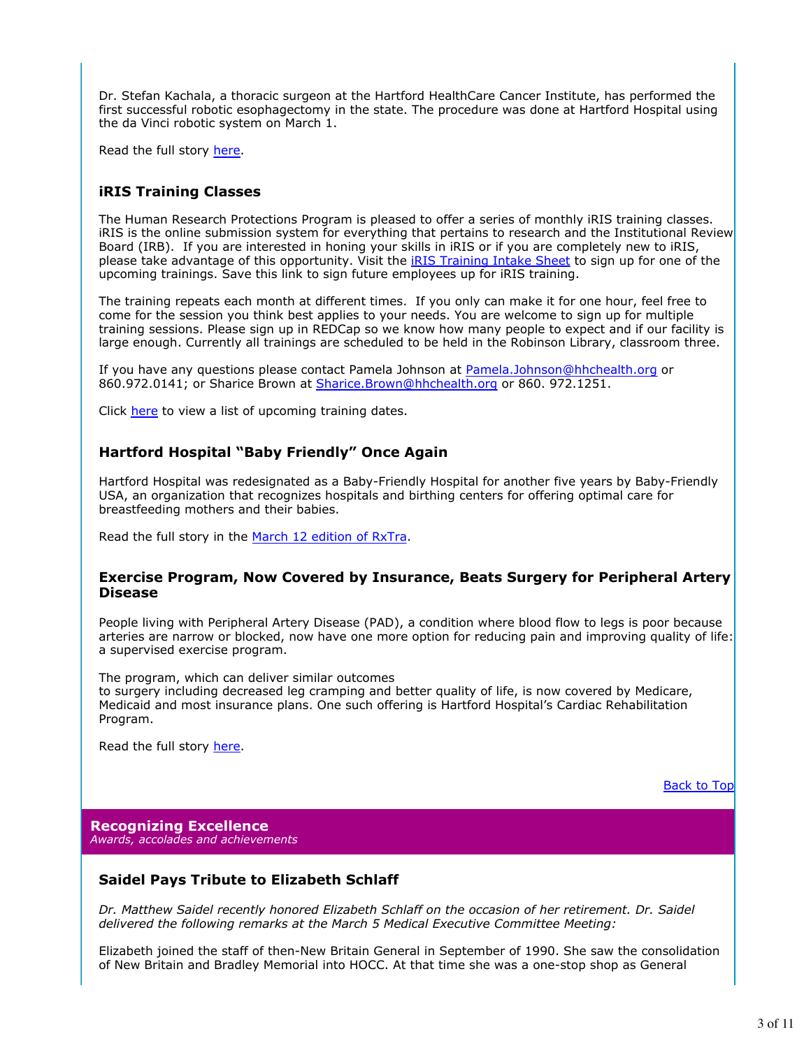Dr. Stefan Kachala, a thoracic surgeon at the Hartford HealthCare Cancer Institute, has performed the first successful robotic esophagectomy in the state. The procedure was done at Hartford Hospital using the da Vinci robotic system on March 1.

Read the full story here.

### iRIS Training Classes

The Human Research Protections Program is pleased to offer a series of monthly iRIS training classes. iRIS is the online submission system for everything that pertains to research and the Institutional Review Board (IRB). If you are interested in honing your skills in iRIS or if you are completely new to iRIS, please take advantage of this opportunity. Visit the iRIS Training Intake Sheet to sign up for one of the upcoming trainings. Save this link to sign future employees up for iRIS training.

The training repeats each month at different times. If you only can make it for one hour, feel free to come for the session you think best applies to your needs. You are welcome to sign up for multiple training sessions. Please sign up in REDCap so we know how many people to expect and if our facility is large enough. Currently all trainings are scheduled to be held in the Robinson Library, classroom three.

If you have any questions please contact Pamela Johnson at Pamela.Johnson@hhchealth.org or 860.972.0141; or Sharice Brown at Sharice.Brown@hhchealth.org or 860. 972.1251.

Click here to view a list of upcoming training dates.

### Hartford Hospital "Baby Friendly" Once Again

Hartford Hospital was redesignated as a Baby-Friendly Hospital for another five years by Baby-Friendly USA, an organization that recognizes hospitals and birthing centers for offering optimal care for breastfeeding mothers and their babies.

Read the full story in the March 12 edition of RxTra.

### Exercise Program, Now Covered by Insurance, Beats Surgery for Peripheral Artery Disease

People living with Peripheral Artery Disease (PAD), a condition where blood flow to legs is poor because arteries are narrow or blocked, now have one more option for reducing pain and improving quality of life: a supervised exercise program.

The program, which can deliver similar outcomes to surgery including decreased leg cramping and better quality of life, is now covered by Medicare, Medicaid and most insurance plans. One such offering is Hartford Hospital's Cardiac Rehabilitation Program.

Read the full story here.

Back to Top

## Recognizing Excellence

*Awards, accolades and achievements*

### Saidel Pays Tribute to Elizabeth Schlaff

*Dr. Matthew Saidel recently honored Elizabeth Schlaff on the occasion of her retirement. Dr. Saidel delivered the following remarks at the March 5 Medical Executive Committee Meeting:*

Elizabeth joined the staff of then-New Britain General in September of 1990. She saw the consolidation of New Britain and Bradley Memorial into HOCC. At that time she was a one-stop shop as General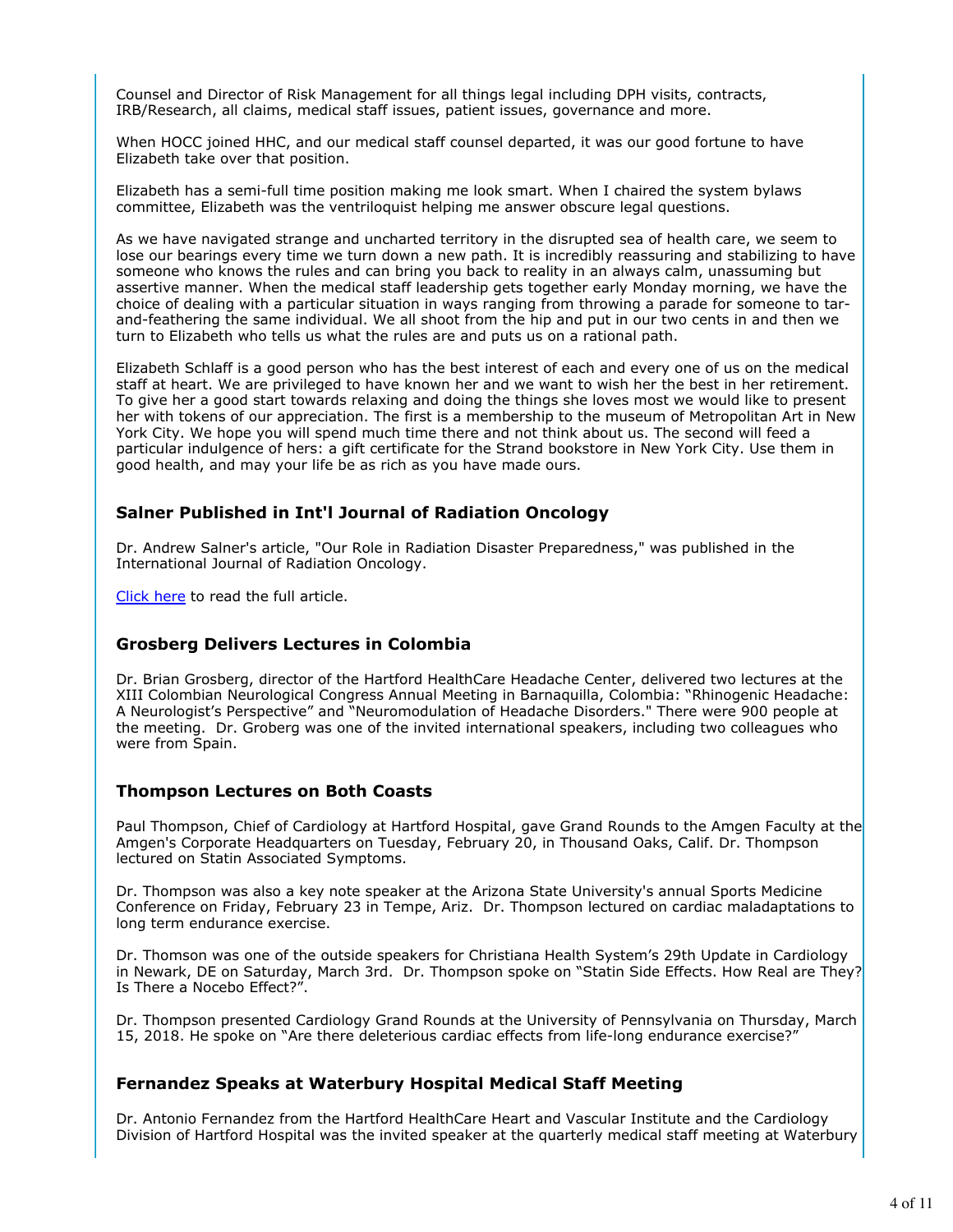Counsel and Director of Risk Management for all things legal including DPH visits, contracts, IRB/Research, all claims, medical staff issues, patient issues, governance and more.

When HOCC joined HHC, and our medical staff counsel departed, it was our good fortune to have Elizabeth take over that position.

Elizabeth has a semi-full time position making me look smart. When I chaired the system bylaws committee, Elizabeth was the ventriloquist helping me answer obscure legal questions.

As we have navigated strange and uncharted territory in the disrupted sea of health care, we seem to lose our bearings every time we turn down a new path. It is incredibly reassuring and stabilizing to have someone who knows the rules and can bring you back to reality in an always calm, unassuming but assertive manner. When the medical staff leadership gets together early Monday morning, we have the choice of dealing with a particular situation in ways ranging from throwing a parade for someone to tar-and-feathering the same individual. We all shoot from the hip and put in our two cents in and then we turn to Elizabeth who tells us what the rules are and puts us on a rational path.

Elizabeth Schlaff is a good person who has the best interest of each and every one of us on the medical staff at heart. We are privileged to have known her and we want to wish her the best in her retirement. To give her a good start towards relaxing and doing the things she loves most we would like to present her with tokens of our appreciation. The first is a membership to the museum of Metropolitan Art in New York City. We hope you will spend much time there and not think about us. The second will feed a particular indulgence of hers: a gift certificate for the Strand bookstore in New York City. Use them in good health, and may your life be as rich as you have made ours.

### Salner Published in Int'l Journal of Radiation Oncology

Dr. Andrew Salner's article, "Our Role in Radiation Disaster Preparedness," was published in the International Journal of Radiation Oncology.

Click here to read the full article.

### Grosberg Delivers Lectures in Colombia

Dr. Brian Grosberg, director of the Hartford HealthCare Headache Center, delivered two lectures at the XIII Colombian Neurological Congress Annual Meeting in Barnaquilla, Colombia: "Rhinogenic Headache: A Neurologist's Perspective" and "Neuromodulation of Headache Disorders." There were 900 people at the meeting. Dr. Groberg was one of the invited international speakers, including two colleagues who were from Spain.

### Thompson Lectures on Both Coasts

Paul Thompson, Chief of Cardiology at Hartford Hospital, gave Grand Rounds to the Amgen Faculty at the Amgen's Corporate Headquarters on Tuesday, February 20, in Thousand Oaks, Calif. Dr. Thompson lectured on Statin Associated Symptoms.

Dr. Thompson was also a key note speaker at the Arizona State University's annual Sports Medicine Conference on Friday, February 23 in Tempe, Ariz. Dr. Thompson lectured on cardiac maladaptations to long term endurance exercise.

Dr. Thomson was one of the outside speakers for Christiana Health System's 29th Update in Cardiology in Newark, DE on Saturday, March 3rd. Dr. Thompson spoke on "Statin Side Effects. How Real are They? Is There a Nocebo Effect?".

Dr. Thompson presented Cardiology Grand Rounds at the University of Pennsylvania on Thursday, March 15, 2018. He spoke on "Are there deleterious cardiac effects from life-long endurance exercise?"

### Fernandez Speaks at Waterbury Hospital Medical Staff Meeting

Dr. Antonio Fernandez from the Hartford HealthCare Heart and Vascular Institute and the Cardiology Division of Hartford Hospital was the invited speaker at the quarterly medical staff meeting at Waterbury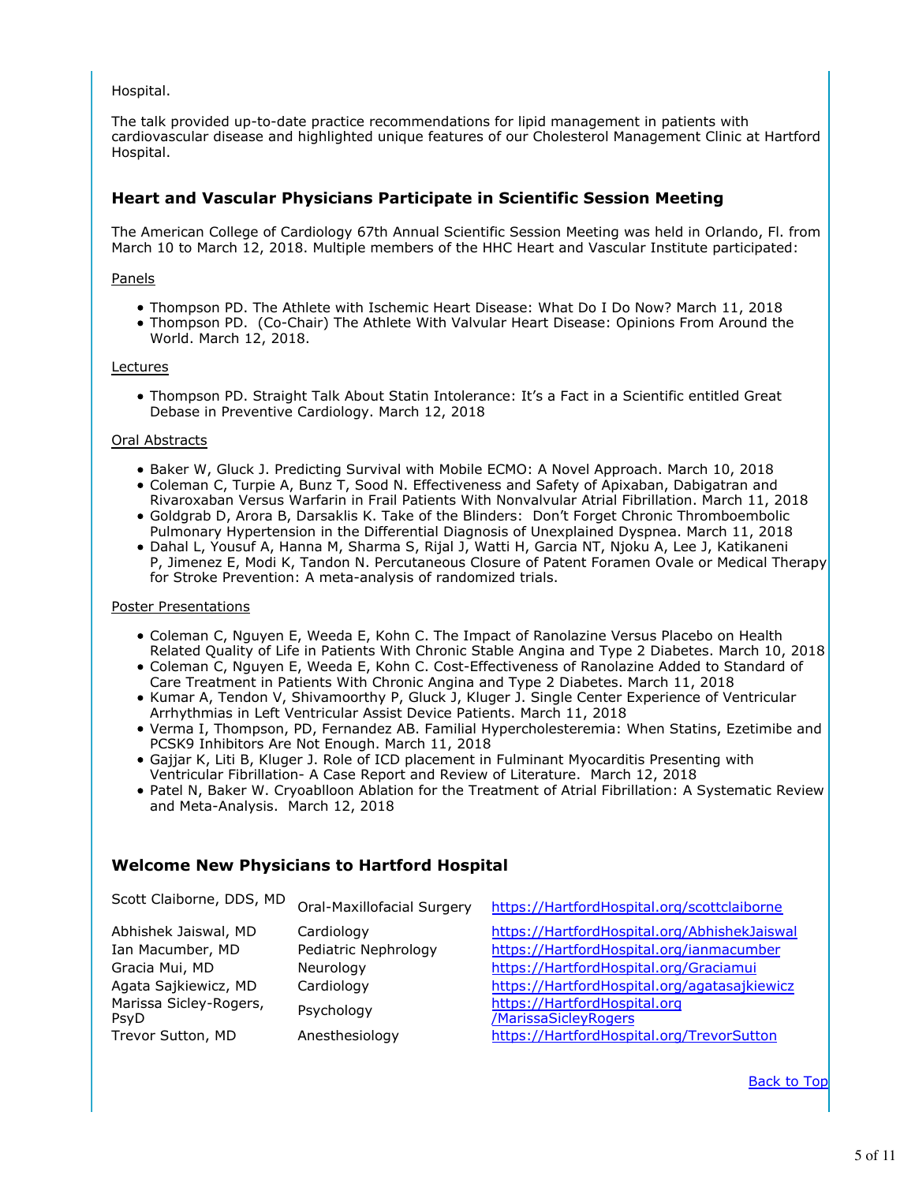Hospital.

The talk provided up-to-date practice recommendations for lipid management in patients with cardiovascular disease and highlighted unique features of our Cholesterol Management Clinic at Hartford Hospital.

### Heart and Vascular Physicians Participate in Scientific Session Meeting

The American College of Cardiology 67th Annual Scientific Session Meeting was held in Orlando, Fl. from March 10 to March 12, 2018. Multiple members of the HHC Heart and Vascular Institute participated:

Panels

- Thompson PD. The Athlete with Ischemic Heart Disease: What Do I Do Now? March 11, 2018
- Thompson PD. (Co-Chair) The Athlete With Valvular Heart Disease: Opinions From Around the World. March 12, 2018.

Lectures

- Thompson PD. Straight Talk About Statin Intolerance: It's a Fact in a Scientific entitled Great Debase in Preventive Cardiology. March 12, 2018

Oral Abstracts

- Baker W, Gluck J. Predicting Survival with Mobile ECMO: A Novel Approach. March 10, 2018
- Coleman C, Turpie A, Bunz T, Sood N. Effectiveness and Safety of Apixaban, Dabigatran and Rivaroxaban Versus Warfarin in Frail Patients With Nonvalvular Atrial Fibrillation. March 11, 2018
- Goldgrab D, Arora B, Darsaklis K. Take of the Blinders: Don't Forget Chronic Thromboembolic Pulmonary Hypertension in the Differential Diagnosis of Unexplained Dyspnea. March 11, 2018
- Dahal L, Yousuf A, Hanna M, Sharma S, Rijal J, Watti H, Garcia NT, Njoku A, Lee J, Katikaneni P, Jimenez E, Modi K, Tandon N. Percutaneous Closure of Patent Foramen Ovale or Medical Therapy for Stroke Prevention: A meta-analysis of randomized trials.

Poster Presentations

- Coleman C, Nguyen E, Weeda E, Kohn C. The Impact of Ranolazine Versus Placebo on Health Related Quality of Life in Patients With Chronic Stable Angina and Type 2 Diabetes. March 10, 2018
- Coleman C, Nguyen E, Weeda E, Kohn C. Cost-Effectiveness of Ranolazine Added to Standard of Care Treatment in Patients With Chronic Angina and Type 2 Diabetes. March 11, 2018
- Kumar A, Tendon V, Shivamoorthy P, Gluck J, Kluger J. Single Center Experience of Ventricular Arrhythmias in Left Ventricular Assist Device Patients. March 11, 2018
- Verma I, Thompson, PD, Fernandez AB. Familial Hypercholesteremia: When Statins, Ezetimibe and PCSK9 Inhibitors Are Not Enough. March 11, 2018
- Gajjar K, Liti B, Kluger J. Role of ICD placement in Fulminant Myocarditis Presenting with Ventricular Fibrillation- A Case Report and Review of Literature. March 12, 2018
- Patel N, Baker W. Cryoabllon Ablation for the Treatment of Atrial Fibrillation: A Systematic Review and Meta-Analysis. March 12, 2018

### Welcome New Physicians to Hartford Hospital

| | | |
|---|---|---|
| Scott Claiborne, DDS, MD | Oral-Maxillofacial Surgery | https://HartfordHospital.org/scottclaiborne |
| Abhishek Jaiswal, MD | Cardiology | https://HartfordHospital.org/AbhishekJaiswal |
| Ian Macumber, MD | Pediatric Nephrology | https://HartfordHospital.org/ianmacumber |
| Gracia Mui, MD | Neurology | https://HartfordHospital.org/Graciamui |
| Agata Sajkiewicz, MD | Cardiology | https://HartfordHospital.org/agatasajkiewicz |
| Marissa Sicley-Rogers, PsyD | Psychology | https://HartfordHospital.org/MarissaSicleyRogers |
| Trevor Sutton, MD | Anesthesiology | https://HartfordHospital.org/TrevorSutton |

Back to Top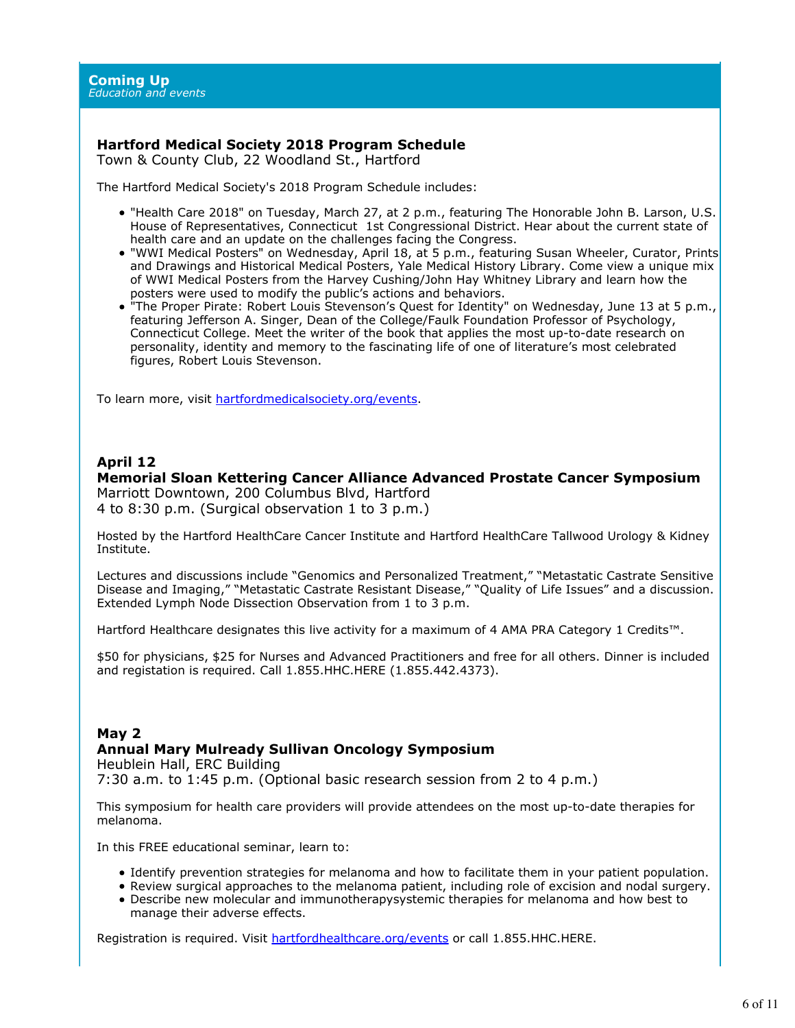## Coming Up
*Education and events*

### Hartford Medical Society 2018 Program Schedule
Town & County Club, 22 Woodland St., Hartford

The Hartford Medical Society's 2018 Program Schedule includes:

- "Health Care 2018" on Tuesday, March 27, at 2 p.m., featuring The Honorable John B. Larson, U.S. House of Representatives, Connecticut 1st Congressional District. Hear about the current state of health care and an update on the challenges facing the Congress.
- "WWI Medical Posters" on Wednesday, April 18, at 5 p.m., featuring Susan Wheeler, Curator, Prints and Drawings and Historical Medical Posters, Yale Medical History Library. Come view a unique mix of WWI Medical Posters from the Harvey Cushing/John Hay Whitney Library and learn how the posters were used to modify the public's actions and behaviors.
- "The Proper Pirate: Robert Louis Stevenson's Quest for Identity" on Wednesday, June 13 at 5 p.m., featuring Jefferson A. Singer, Dean of the College/Faulk Foundation Professor of Psychology, Connecticut College. Meet the writer of the book that applies the most up-to-date research on personality, identity and memory to the fascinating life of one of literature's most celebrated figures, Robert Louis Stevenson.

To learn more, visit hartfordmedicalsociety.org/events.

### April 12
### Memorial Sloan Kettering Cancer Alliance Advanced Prostate Cancer Symposium
Marriott Downtown, 200 Columbus Blvd, Hartford
4 to 8:30 p.m. (Surgical observation 1 to 3 p.m.)

Hosted by the Hartford HealthCare Cancer Institute and Hartford HealthCare Tallwood Urology & Kidney Institute.

Lectures and discussions include "Genomics and Personalized Treatment," "Metastatic Castrate Sensitive Disease and Imaging," "Metastatic Castrate Resistant Disease," "Quality of Life Issues" and a discussion. Extended Lymph Node Dissection Observation from 1 to 3 p.m.

Hartford Healthcare designates this live activity for a maximum of 4 AMA PRA Category 1 Credits™.

$50 for physicians, $25 for Nurses and Advanced Practitioners and free for all others. Dinner is included and registation is required. Call 1.855.HHC.HERE (1.855.442.4373).

### May 2
### Annual Mary Mulready Sullivan Oncology Symposium
Heublein Hall, ERC Building
7:30 a.m. to 1:45 p.m. (Optional basic research session from 2 to 4 p.m.)

This symposium for health care providers will provide attendees on the most up-to-date therapies for melanoma.

In this FREE educational seminar, learn to:

- Identify prevention strategies for melanoma and how to facilitate them in your patient population.
- Review surgical approaches to the melanoma patient, including role of excision and nodal surgery.
- Describe new molecular and immunotherapysystemic therapies for melanoma and how best to manage their adverse effects.

Registration is required. Visit hartfordhealthcare.org/events or call 1.855.HHC.HERE.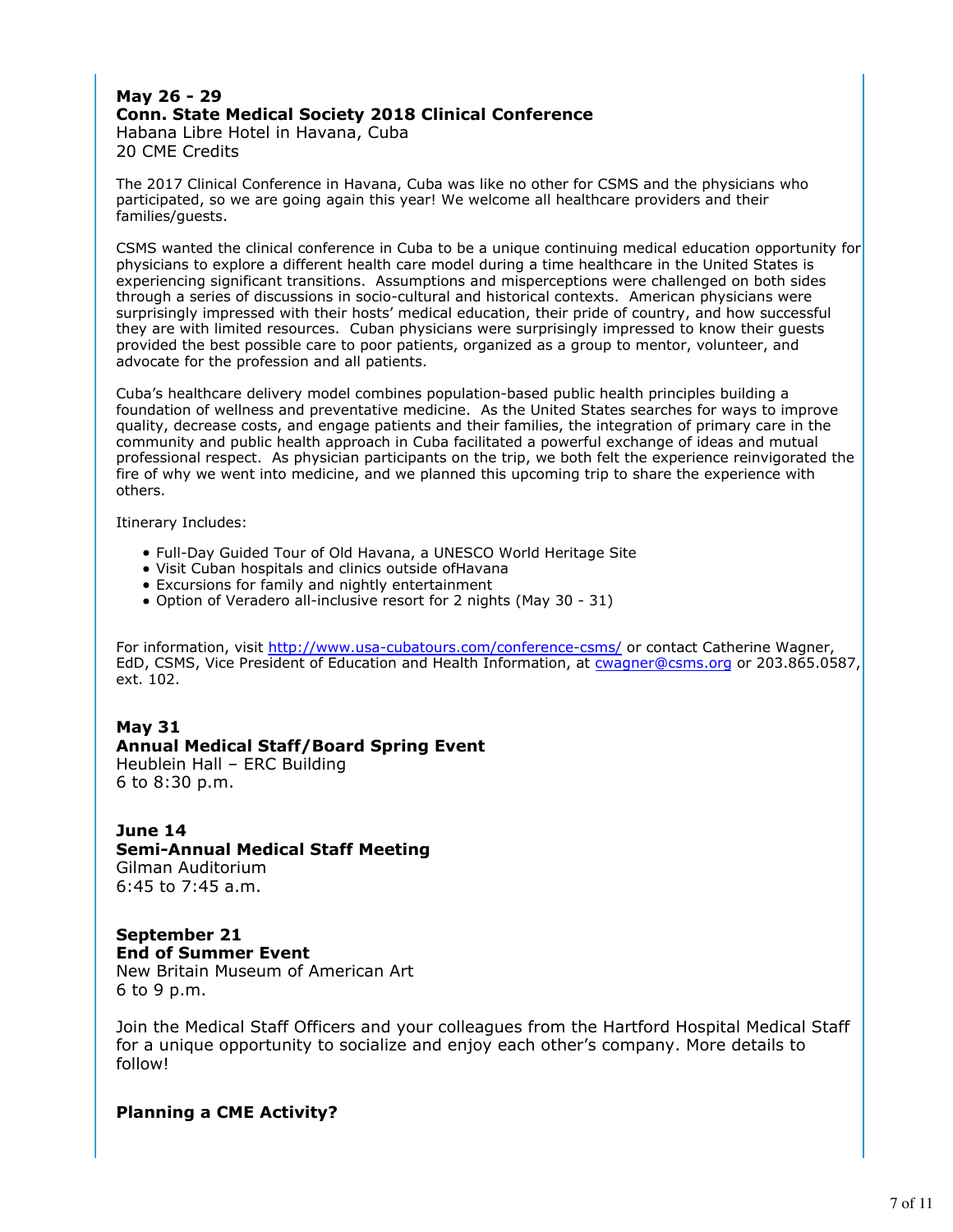**May 26 - 29**
**Conn. State Medical Society 2018 Clinical Conference**
Habana Libre Hotel in Havana, Cuba
20 CME Credits

The 2017 Clinical Conference in Havana, Cuba was like no other for CSMS and the physicians who participated, so we are going again this year! We welcome all healthcare providers and their families/guests.

CSMS wanted the clinical conference in Cuba to be a unique continuing medical education opportunity for physicians to explore a different health care model during a time healthcare in the United States is experiencing significant transitions. Assumptions and misperceptions were challenged on both sides through a series of discussions in socio-cultural and historical contexts. American physicians were surprisingly impressed with their hosts' medical education, their pride of country, and how successful they are with limited resources. Cuban physicians were surprisingly impressed to know their guests provided the best possible care to poor patients, organized as a group to mentor, volunteer, and advocate for the profession and all patients.

Cuba's healthcare delivery model combines population-based public health principles building a foundation of wellness and preventative medicine. As the United States searches for ways to improve quality, decrease costs, and engage patients and their families, the integration of primary care in the community and public health approach in Cuba facilitated a powerful exchange of ideas and mutual professional respect. As physician participants on the trip, we both felt the experience reinvigorated the fire of why we went into medicine, and we planned this upcoming trip to share the experience with others.

Itinerary Includes:

- Full-Day Guided Tour of Old Havana, a UNESCO World Heritage Site
- Visit Cuban hospitals and clinics outside ofHavana
- Excursions for family and nightly entertainment
- Option of Veradero all-inclusive resort for 2 nights (May 30 - 31)

For information, visit http://www.usa-cubatours.com/conference-csms/ or contact Catherine Wagner, EdD, CSMS, Vice President of Education and Health Information, at cwagner@csms.org or 203.865.0587, ext. 102.

**May 31**
**Annual Medical Staff/Board Spring Event**
Heublein Hall – ERC Building
6 to 8:30 p.m.

**June 14**
**Semi-Annual Medical Staff Meeting**
Gilman Auditorium
6:45 to 7:45 a.m.

**September 21**
**End of Summer Event**
New Britain Museum of American Art
6 to 9 p.m.

Join the Medical Staff Officers and your colleagues from the Hartford Hospital Medical Staff for a unique opportunity to socialize and enjoy each other's company. More details to follow!

**Planning a CME Activity?**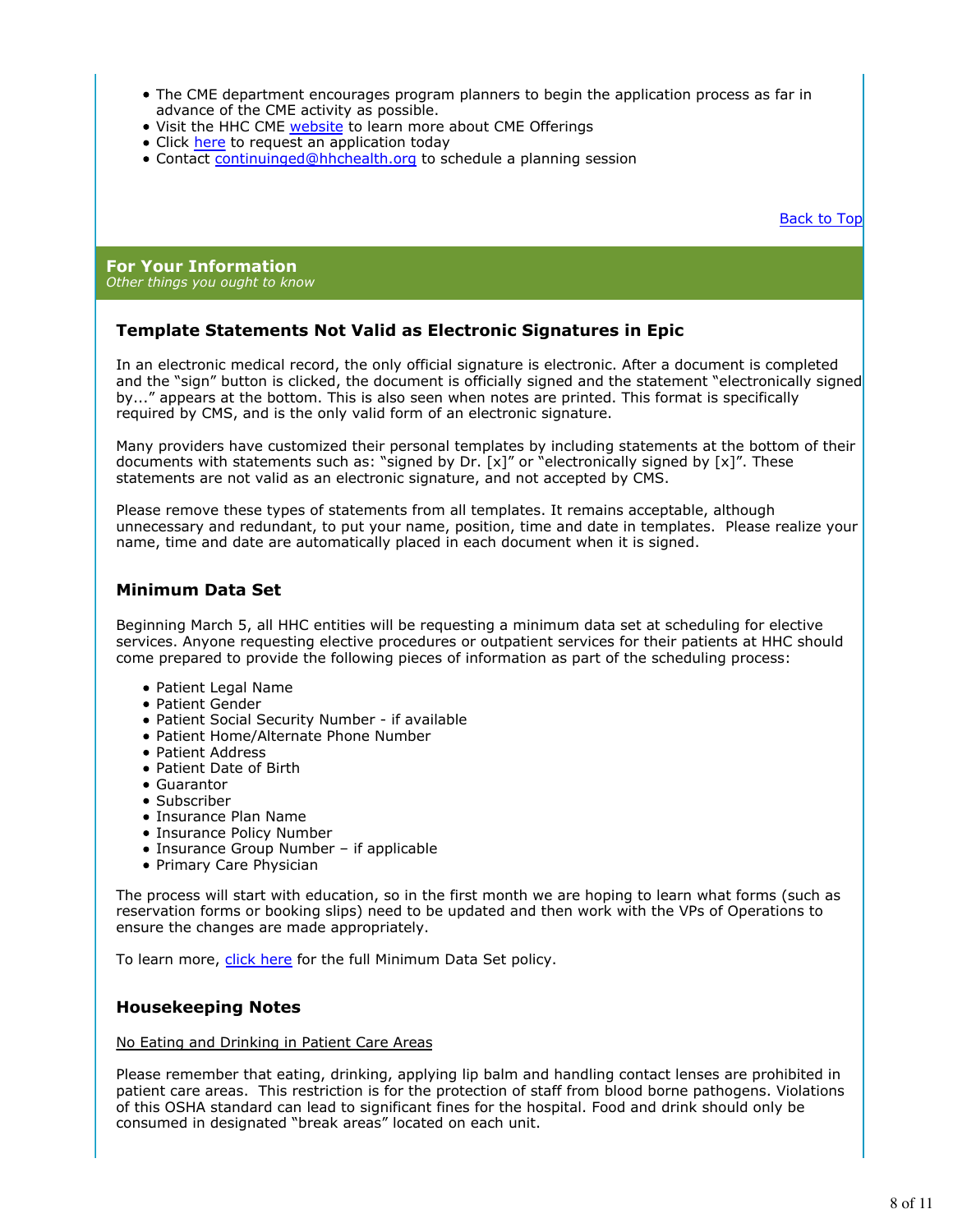- The CME department encourages program planners to begin the application process as far in advance of the CME activity as possible.
- Visit the HHC CME website to learn more about CME Offerings
- Click here to request an application today
- Contact continuinged@hhchealth.org to schedule a planning session

Back to Top

## For Your Information

*Other things you ought to know*

### Template Statements Not Valid as Electronic Signatures in Epic

In an electronic medical record, the only official signature is electronic. After a document is completed and the "sign" button is clicked, the document is officially signed and the statement "electronically signed by..." appears at the bottom. This is also seen when notes are printed. This format is specifically required by CMS, and is the only valid form of an electronic signature.

Many providers have customized their personal templates by including statements at the bottom of their documents with statements such as: "signed by Dr. [x]" or "electronically signed by [x]". These statements are not valid as an electronic signature, and not accepted by CMS.

Please remove these types of statements from all templates. It remains acceptable, although unnecessary and redundant, to put your name, position, time and date in templates. Please realize your name, time and date are automatically placed in each document when it is signed.

### Minimum Data Set

Beginning March 5, all HHC entities will be requesting a minimum data set at scheduling for elective services. Anyone requesting elective procedures or outpatient services for their patients at HHC should come prepared to provide the following pieces of information as part of the scheduling process:

- Patient Legal Name
- Patient Gender
- Patient Social Security Number - if available
- Patient Home/Alternate Phone Number
- Patient Address
- Patient Date of Birth
- Guarantor
- Subscriber
- Insurance Plan Name
- Insurance Policy Number
- Insurance Group Number – if applicable
- Primary Care Physician

The process will start with education, so in the first month we are hoping to learn what forms (such as reservation forms or booking slips) need to be updated and then work with the VPs of Operations to ensure the changes are made appropriately.

To learn more, click here for the full Minimum Data Set policy.

### Housekeeping Notes

No Eating and Drinking in Patient Care Areas

Please remember that eating, drinking, applying lip balm and handling contact lenses are prohibited in patient care areas. This restriction is for the protection of staff from blood borne pathogens. Violations of this OSHA standard can lead to significant fines for the hospital. Food and drink should only be consumed in designated "break areas" located on each unit.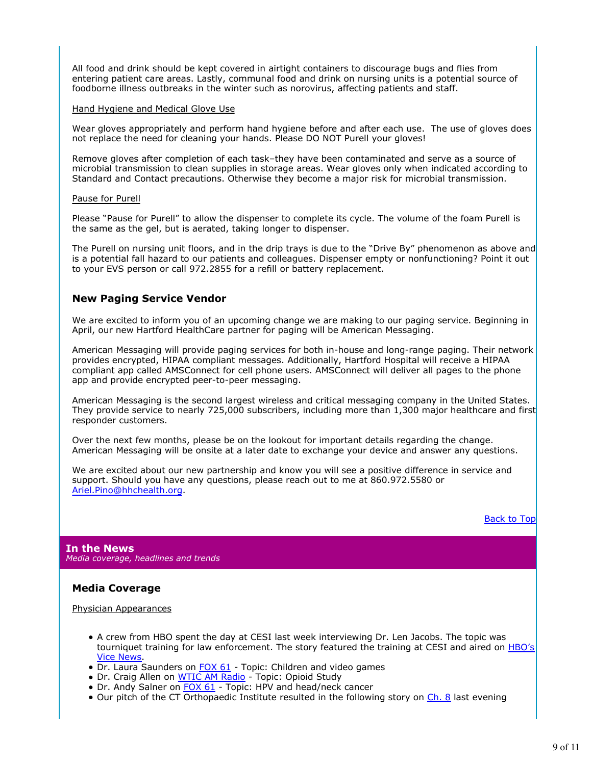All food and drink should be kept covered in airtight containers to discourage bugs and flies from entering patient care areas. Lastly, communal food and drink on nursing units is a potential source of foodborne illness outbreaks in the winter such as norovirus, affecting patients and staff.

Hand Hygiene and Medical Glove Use

Wear gloves appropriately and perform hand hygiene before and after each use. The use of gloves does not replace the need for cleaning your hands. Please DO NOT Purell your gloves!

Remove gloves after completion of each task–they have been contaminated and serve as a source of microbial transmission to clean supplies in storage areas. Wear gloves only when indicated according to Standard and Contact precautions. Otherwise they become a major risk for microbial transmission.

Pause for Purell

Please "Pause for Purell" to allow the dispenser to complete its cycle. The volume of the foam Purell is the same as the gel, but is aerated, taking longer to dispenser.

The Purell on nursing unit floors, and in the drip trays is due to the "Drive By" phenomenon as above and is a potential fall hazard to our patients and colleagues. Dispenser empty or nonfunctioning? Point it out to your EVS person or call 972.2855 for a refill or battery replacement.

### New Paging Service Vendor

We are excited to inform you of an upcoming change we are making to our paging service. Beginning in April, our new Hartford HealthCare partner for paging will be American Messaging.

American Messaging will provide paging services for both in-house and long-range paging. Their network provides encrypted, HIPAA compliant messages. Additionally, Hartford Hospital will receive a HIPAA compliant app called AMSConnect for cell phone users. AMSConnect will deliver all pages to the phone app and provide encrypted peer-to-peer messaging.

American Messaging is the second largest wireless and critical messaging company in the United States. They provide service to nearly 725,000 subscribers, including more than 1,300 major healthcare and first responder customers.

Over the next few months, please be on the lookout for important details regarding the change. American Messaging will be onsite at a later date to exchange your device and answer any questions.

We are excited about our new partnership and know you will see a positive difference in service and support. Should you have any questions, please reach out to me at 860.972.5580 or Ariel.Pino@hhchealth.org.

Back to Top

## In the News

*Media coverage, headlines and trends*

### Media Coverage

Physician Appearances

- A crew from HBO spent the day at CESI last week interviewing Dr. Len Jacobs. The topic was tourniquet training for law enforcement. The story featured the training at CESI and aired on HBO's Vice News.
- Dr. Laura Saunders on FOX 61 - Topic: Children and video games
- Dr. Craig Allen on WTIC AM Radio - Topic: Opioid Study
- Dr. Andy Salner on FOX 61 - Topic: HPV and head/neck cancer
- Our pitch of the CT Orthopaedic Institute resulted in the following story on Ch. 8 last evening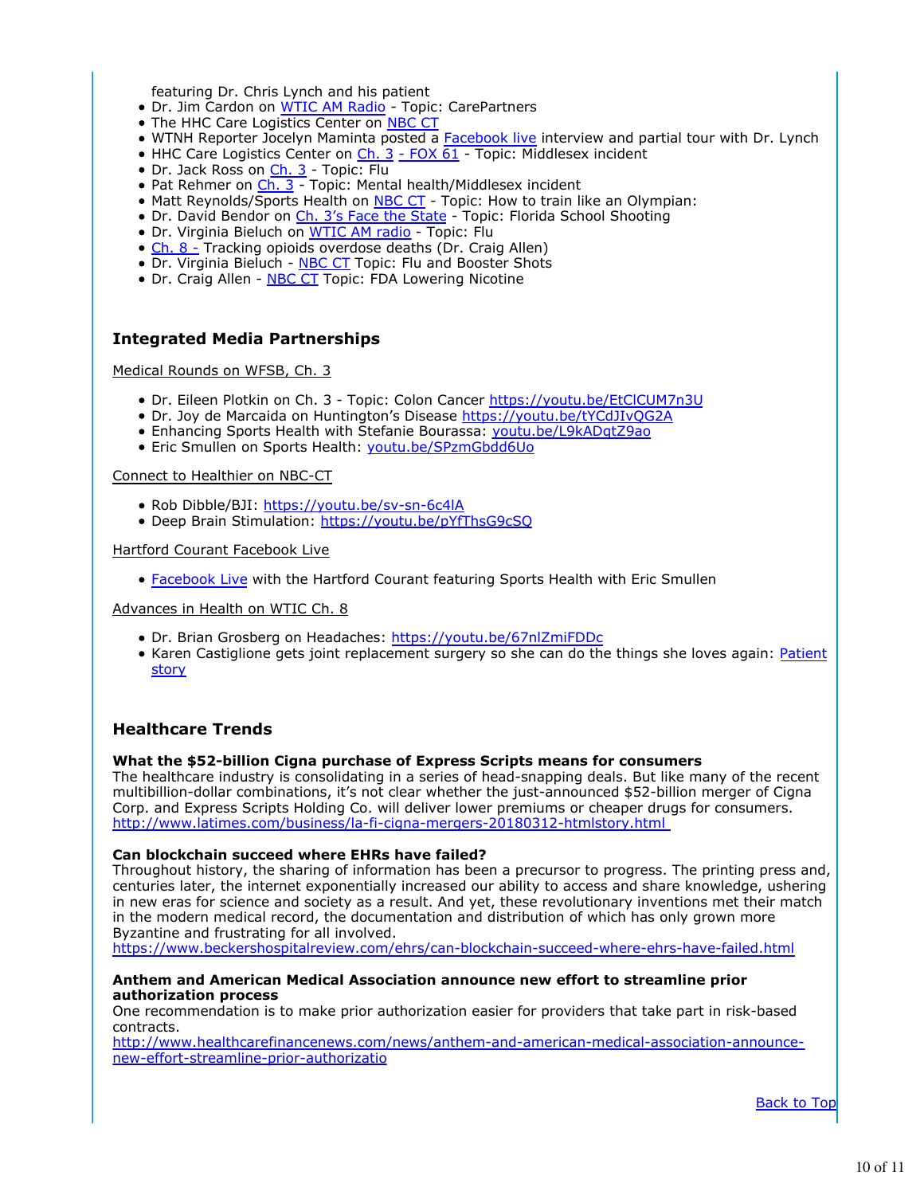featuring Dr. Chris Lynch and his patient

- Dr. Jim Cardon on WTIC AM Radio - Topic: CarePartners
- The HHC Care Logistics Center on NBC CT
- WTNH Reporter Jocelyn Maminta posted a Facebook live interview and partial tour with Dr. Lynch
- HHC Care Logistics Center on Ch. 3 - FOX 61 - Topic: Middlesex incident
- Dr. Jack Ross on Ch. 3 - Topic: Flu
- Pat Rehmer on Ch. 3 - Topic: Mental health/Middlesex incident
- Matt Reynolds/Sports Health on NBC CT - Topic: How to train like an Olympian:
- Dr. David Bendor on Ch. 3's Face the State - Topic: Florida School Shooting
- Dr. Virginia Bieluch on WTIC AM radio - Topic: Flu
- Ch. 8 - Tracking opioids overdose deaths (Dr. Craig Allen)
- Dr. Virginia Bieluch - NBC CT Topic: Flu and Booster Shots
- Dr. Craig Allen - NBC CT Topic: FDA Lowering Nicotine

### Integrated Media Partnerships

Medical Rounds on WFSB, Ch. 3

- Dr. Eileen Plotkin on Ch. 3 - Topic: Colon Cancer https://youtu.be/EtClCUM7n3U
- Dr. Joy de Marcaida on Huntington's Disease https://youtu.be/tYCdJIvQG2A
- Enhancing Sports Health with Stefanie Bourassa: youtu.be/L9kADqtZ9ao
- Eric Smullen on Sports Health: youtu.be/SPzmGbdd6Uo

Connect to Healthier on NBC-CT

- Rob Dibble/BJI: https://youtu.be/sv-sn-6c4lA
- Deep Brain Stimulation: https://youtu.be/pYfThsG9cSQ

Hartford Courant Facebook Live

- Facebook Live with the Hartford Courant featuring Sports Health with Eric Smullen

Advances in Health on WTIC Ch. 8

- Dr. Brian Grosberg on Headaches: https://youtu.be/67nlZmiFDDc
- Karen Castiglione gets joint replacement surgery so she can do the things she loves again: Patient story

### Healthcare Trends

**What the $52-billion Cigna purchase of Express Scripts means for consumers**
The healthcare industry is consolidating in a series of head-snapping deals. But like many of the recent multibillion-dollar combinations, it's not clear whether the just-announced $52-billion merger of Cigna Corp. and Express Scripts Holding Co. will deliver lower premiums or cheaper drugs for consumers.
http://www.latimes.com/business/la-fi-cigna-mergers-20180312-htmlstory.html

**Can blockchain succeed where EHRs have failed?**
Throughout history, the sharing of information has been a precursor to progress. The printing press and, centuries later, the internet exponentially increased our ability to access and share knowledge, ushering in new eras for science and society as a result. And yet, these revolutionary inventions met their match in the modern medical record, the documentation and distribution of which has only grown more Byzantine and frustrating for all involved.
https://www.beckershospitalreview.com/ehrs/can-blockchain-succeed-where-ehrs-have-failed.html

**Anthem and American Medical Association announce new effort to streamline prior authorization process**
One recommendation is to make prior authorization easier for providers that take part in risk-based contracts.
http://www.healthcarefinancenews.com/news/anthem-and-american-medical-association-announce-new-effort-streamline-prior-authorizatio

Back to Top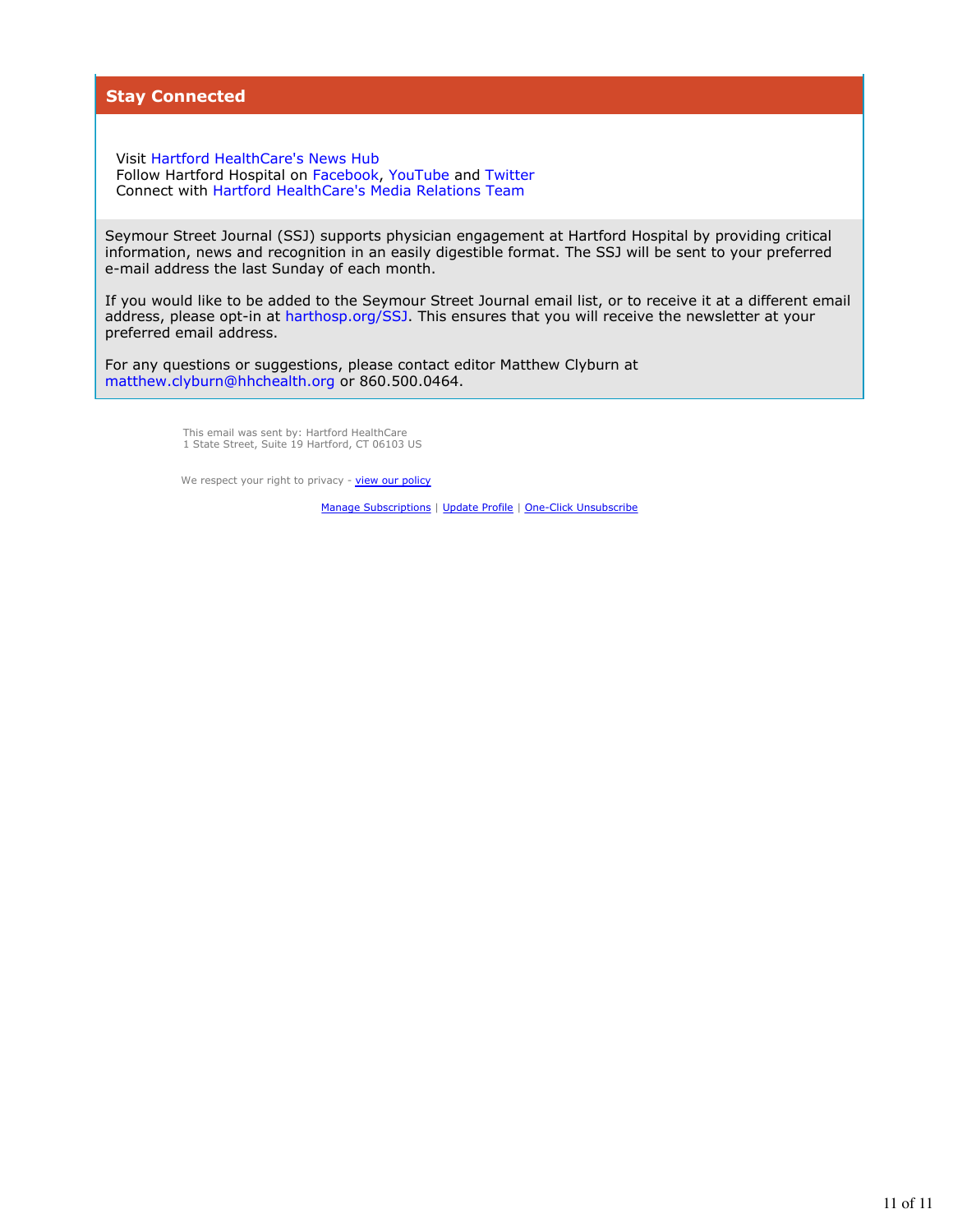## Stay Connected

Visit Hartford HealthCare's News Hub
Follow Hartford Hospital on Facebook, YouTube and Twitter
Connect with Hartford HealthCare's Media Relations Team

Seymour Street Journal (SSJ) supports physician engagement at Hartford Hospital by providing critical information, news and recognition in an easily digestible format. The SSJ will be sent to your preferred e-mail address the last Sunday of each month.

If you would like to be added to the Seymour Street Journal email list, or to receive it at a different email address, please opt-in at harthosp.org/SSJ. This ensures that you will receive the newsletter at your preferred email address.

For any questions or suggestions, please contact editor Matthew Clyburn at matthew.clyburn@hhchealth.org or 860.500.0464.

This email was sent by: Hartford HealthCare
1 State Street, Suite 19 Hartford, CT 06103 US

We respect your right to privacy - view our policy

Manage Subscriptions | Update Profile | One-Click Unsubscribe